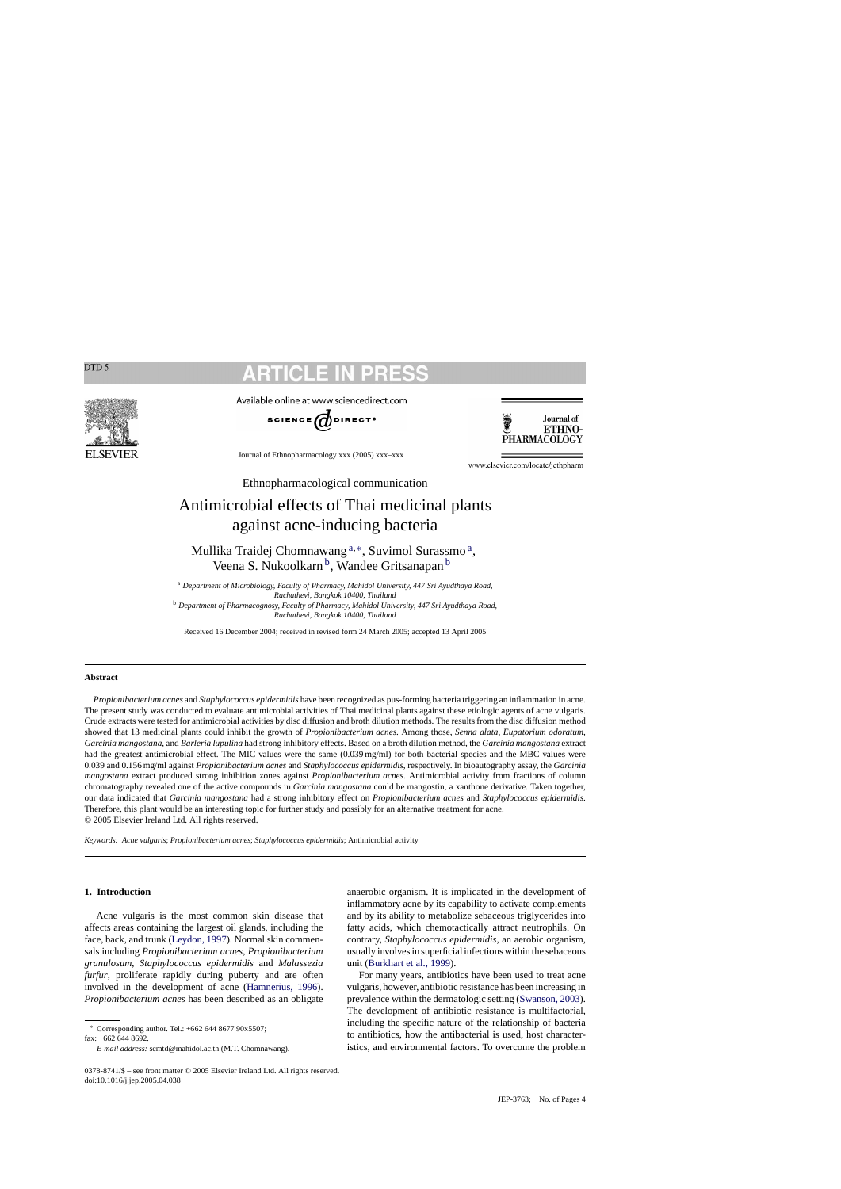Ethnopharmacological communication

# Antimicrobial effects of Thai medicinal plants against acne-inducing bacteria

Mullika Traidej Chomnawang[a,*], Suvimol Surassmo[a], Veena S. Nukoolkarn[b], Wandee Gritsanapan[b]

[a] *Department of Microbiology, Faculty of Pharmacy, Mahidol University, 447 Sri Ayudthaya Road, Rachathevi, Bangkok 10400, Thailand*

[b] *Department of Pharmacognosy, Faculty of Pharmacy, Mahidol University, 447 Sri Ayudthaya Road, Rachathevi, Bangkok 10400, Thailand*

Received 16 December 2004; received in revised form 24 March 2005; accepted 13 April 2005

## Abstract

*Propionibacterium acnes* and *Staphylococcus epidermidis* have been recognized as pus-forming bacteria triggering an inflammation in acne. The present study was conducted to evaluate antimicrobial activities of Thai medicinal plants against these etiologic agents of acne vulgaris. Crude extracts were tested for antimicrobial activities by disc diffusion and broth dilution methods. The results from the disc diffusion method showed that 13 medicinal plants could inhibit the growth of *Propionibacterium acnes*. Among those, *Senna alata*, *Eupatorium odoratum*, *Garcinia mangostana*, and *Barleria lupulina* had strong inhibitory effects. Based on a broth dilution method, the *Garcinia mangostana* extract had the greatest antimicrobial effect. The MIC values were the same (0.039 mg/ml) for both bacterial species and the MBC values were 0.039 and 0.156 mg/ml against *Propionibacterium acnes* and *Staphylococcus epidermidis*, respectively. In bioautography assay, the *Garcinia mangostana* extract produced strong inhibition zones against *Propionibacterium acnes*. Antimicrobial activity from fractions of column chromatography revealed one of the active compounds in *Garcinia mangostana* could be mangostin, a xanthone derivative. Taken together, our data indicated that *Garcinia mangostana* had a strong inhibitory effect on *Propionibacterium acnes* and *Staphylococcus epidermidis*. Therefore, this plant would be an interesting topic for further study and possibly for an alternative treatment for acne.

© 2005 Elsevier Ireland Ltd. All rights reserved.

*Keywords:* *Acne vulgaris*; *Propionibacterium acnes*; *Staphylococcus epidermidis*; Antimicrobial activity

## 1. Introduction

Acne vulgaris is the most common skin disease that affects areas containing the largest oil glands, including the face, back, and trunk (Leydon, 1997). Normal skin commensals including *Propionibacterium acnes*, *Propionibacterium granulosum*, *Staphylococcus epidermidis* and *Malassezia furfur*, proliferate rapidly during puberty and are often involved in the development of acne (Hamnerius, 1996). *Propionibacterium acnes* has been described as an obligate anaerobic organism. It is implicated in the development of inflammatory acne by its capability to activate complements and by its ability to metabolize sebaceous triglycerides into fatty acids, which chemotactically attract neutrophils. On contrary, *Staphylococcus epidermidis*, an aerobic organism, usually involves in superficial infections within the sebaceous unit (Burkhart et al., 1999).

For many years, antibiotics have been used to treat acne vulgaris, however, antibiotic resistance has been increasing in prevalence within the dermatologic setting (Swanson, 2003). The development of antibiotic resistance is multifactorial, including the specific nature of the relationship of bacteria to antibiotics, how the antibacterial is used, host characteristics, and environmental factors. To overcome the problem

* Corresponding author. Tel.: +662 644 8677 90x5507; fax: +662 644 8692.

*E-mail address:* scmtd@mahidol.ac.th (M.T. Chomnawang).

0378-8741/$ – see front matter © 2005 Elsevier Ireland Ltd. All rights reserved.
doi:10.1016/j.jep.2005.04.038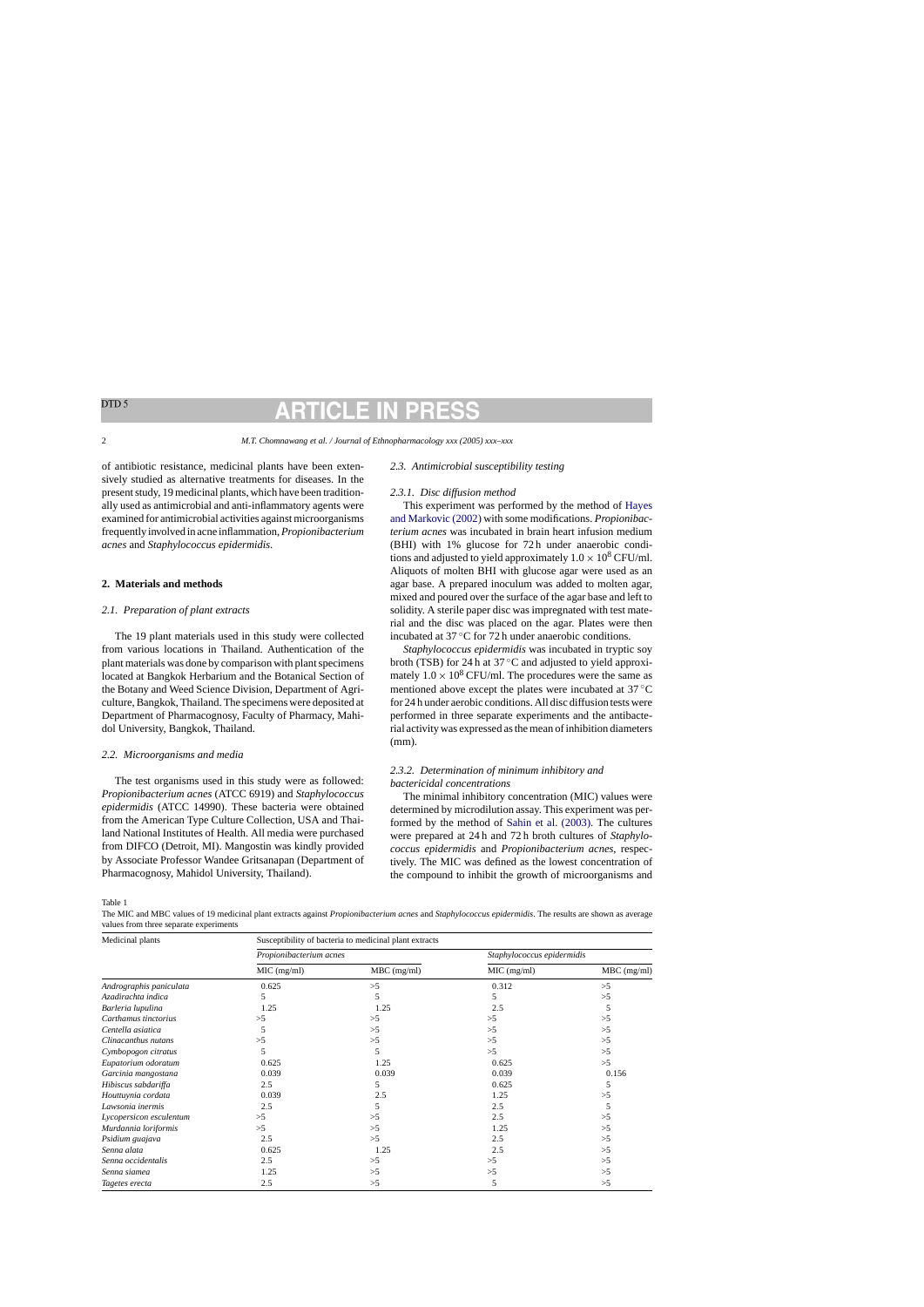of antibiotic resistance, medicinal plants have been extensively studied as alternative treatments for diseases. In the present study, 19 medicinal plants, which have been traditionally used as antimicrobial and anti-inflammatory agents were examined for antimicrobial activities against microorganisms frequently involved in acne inflammation, *Propionibacterium acnes* and *Staphylococcus epidermidis*.

## 2. Materials and methods

### 2.1. Preparation of plant extracts

The 19 plant materials used in this study were collected from various locations in Thailand. Authentication of the plant materials was done by comparison with plant specimens located at Bangkok Herbarium and the Botanical Section of the Botany and Weed Science Division, Department of Agriculture, Bangkok, Thailand. The specimens were deposited at Department of Pharmacognosy, Faculty of Pharmacy, Mahidol University, Bangkok, Thailand.

### 2.2. Microorganisms and media

The test organisms used in this study were as followed: *Propionibacterium acnes* (ATCC 6919) and *Staphylococcus epidermidis* (ATCC 14990). These bacteria were obtained from the American Type Culture Collection, USA and Thailand National Institutes of Health. All media were purchased from DIFCO (Detroit, MI). Mangostin was kindly provided by Associate Professor Wandee Gritsanapan (Department of Pharmacognosy, Mahidol University, Thailand).

### 2.3. Antimicrobial susceptibility testing

#### 2.3.1. Disc diffusion method

This experiment was performed by the method of Hayes and Markovic (2002) with some modifications. *Propionibacterium acnes* was incubated in brain heart infusion medium (BHI) with 1% glucose for 72 h under anaerobic conditions and adjusted to yield approximately $1.0 \times 10^8$ CFU/ml. Aliquots of molten BHI with glucose agar were used as an agar base. A prepared inoculum was added to molten agar, mixed and poured over the surface of the agar base and left to solidity. A sterile paper disc was impregnated with test material and the disc was placed on the agar. Plates were then incubated at 37 °C for 72 h under anaerobic conditions.

*Staphylococcus epidermidis* was incubated in tryptic soy broth (TSB) for 24 h at 37 °C and adjusted to yield approximately $1.0 \times 10^8$ CFU/ml. The procedures were the same as mentioned above except the plates were incubated at 37 °C for 24 h under aerobic conditions. All disc diffusion tests were performed in three separate experiments and the antibacterial activity was expressed as the mean of inhibition diameters (mm).

#### 2.3.2. Determination of minimum inhibitory and bactericidal concentrations

The minimal inhibitory concentration (MIC) values were determined by microdilution assay. This experiment was performed by the method of Sahin et al. (2003). The cultures were prepared at 24 h and 72 h broth cultures of *Staphylococcus epidermidis* and *Propionibacterium acnes*, respectively. The MIC was defined as the lowest concentration of the compound to inhibit the growth of microorganisms and

Table 1
The MIC and MBC values of 19 medicinal plant extracts against *Propionibacterium acnes* and *Staphylococcus epidermidis*. The results are shown as average values from three separate experiments

| Medicinal plants | Susceptibility of bacteria to medicinal plant extracts | | | |
|---|---|---|---|---|
| | *Propionibacterium acnes* | | *Staphylococcus epidermidis* | |
| | MIC (mg/ml) | MBC (mg/ml) | MIC (mg/ml) | MBC (mg/ml) |
| *Andrographis paniculata* | 0.625 | >5 | 0.312 | >5 |
| *Azadirachta indica* | 5 | 5 | 5 | >5 |
| *Barleria lupulina* | 1.25 | 1.25 | 2.5 | 5 |
| *Carthamus tinctorius* | >5 | >5 | >5 | >5 |
| *Centella asiatica* | 5 | >5 | >5 | >5 |
| *Clinacanthus nutans* | >5 | >5 | >5 | >5 |
| *Cymbopogon citratus* | 5 | 5 | >5 | >5 |
| *Eupatorium odoratum* | 0.625 | 1.25 | 0.625 | >5 |
| *Garcinia mangostana* | 0.039 | 0.039 | 0.039 | 0.156 |
| *Hibiscus sabdariffa* | 2.5 | 5 | 0.625 | 5 |
| *Houttuynia cordata* | 0.039 | 2.5 | 1.25 | >5 |
| *Lawsonia inermis* | 2.5 | 5 | 2.5 | 5 |
| *Lycopersicon esculentum* | >5 | >5 | 2.5 | >5 |
| *Murdannia loriformis* | >5 | >5 | 1.25 | >5 |
| *Psidium guajava* | 2.5 | >5 | 2.5 | >5 |
| *Senna alata* | 0.625 | 1.25 | 2.5 | >5 |
| *Senna occidentalis* | 2.5 | >5 | >5 | >5 |
| *Senna siamea* | 1.25 | >5 | >5 | >5 |
| *Tagetes erecta* | 2.5 | >5 | 5 | >5 |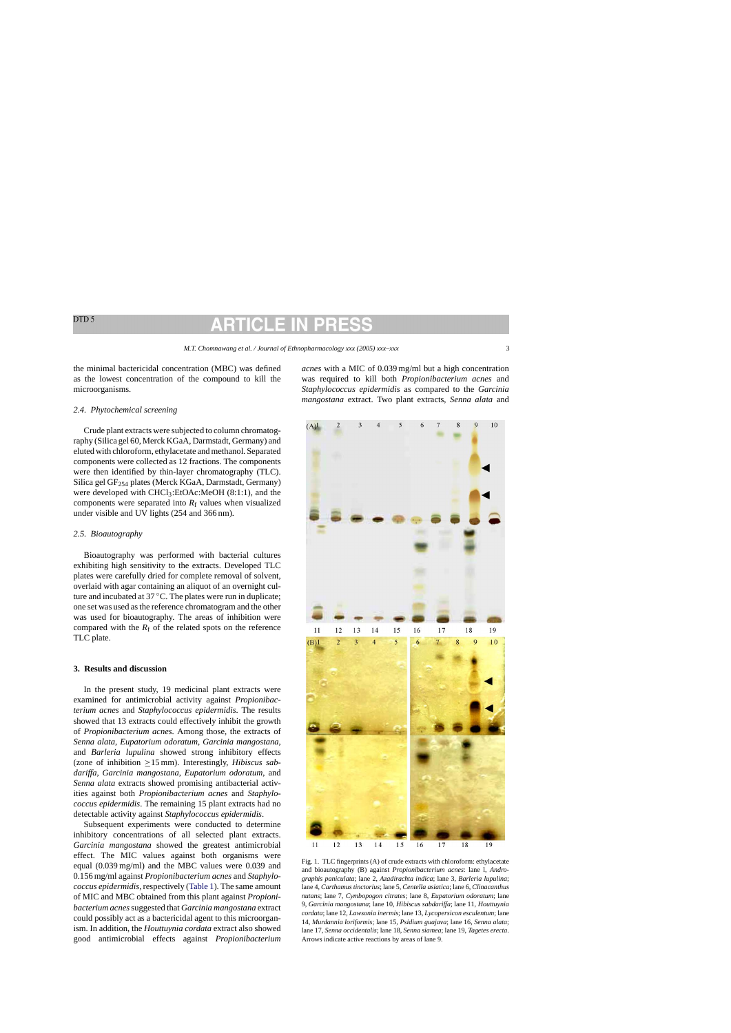the minimal bactericidal concentration (MBC) was defined as the lowest concentration of the compound to kill the microorganisms.

### 2.4. Phytochemical screening

Crude plant extracts were subjected to column chromatography (Silica gel 60, Merck KGaA, Darmstadt, Germany) and eluted with chloroform, ethylacetate and methanol. Separated components were collected as 12 fractions. The components were then identified by thin-layer chromatography (TLC). Silica gel $GF_{254}$ plates (Merck KGaA, Darmstadt, Germany) were developed with $CHCl_3$:EtOAc:MeOH (8:1:1), and the components were separated into $R_f$ values when visualized under visible and UV lights (254 and 366 nm).

### 2.5. Bioautography

Bioautography was performed with bacterial cultures exhibiting high sensitivity to the extracts. Developed TLC plates were carefully dried for complete removal of solvent, overlaid with agar containing an aliquot of an overnight culture and incubated at 37 °C. The plates were run in duplicate; one set was used as the reference chromatogram and the other was used for bioautography. The areas of inhibition were compared with the $R_f$ of the related spots on the reference TLC plate.

## 3. Results and discussion

In the present study, 19 medicinal plant extracts were examined for antimicrobial activity against *Propionibacterium acnes* and *Staphylococcus epidermidis*. The results showed that 13 extracts could effectively inhibit the growth of *Propionibacterium acnes*. Among those, the extracts of *Senna alata*, *Eupatorium odoratum*, *Garcinia mangostana*, and *Barleria lupulina* showed strong inhibitory effects (zone of inhibition ≥15 mm). Interestingly, *Hibiscus sabdariffa*, *Garcinia mangostana*, *Eupatorium odoratum*, and *Senna alata* extracts showed promising antibacterial activities against both *Propionibacterium acnes* and *Staphylococcus epidermidis*. The remaining 15 plant extracts had no detectable activity against *Staphylococcus epidermidis*.

Subsequent experiments were conducted to determine inhibitory concentrations of all selected plant extracts. *Garcinia mangostana* showed the greatest antimicrobial effect. The MIC values against both organisms were equal (0.039 mg/ml) and the MBC values were 0.039 and 0.156 mg/ml against *Propionibacterium acnes* and *Staphylococcus epidermidis*, respectively (Table 1). The same amount of MIC and MBC obtained from this plant against *Propionibacterium acnes* suggested that *Garcinia mangostana* extract could possibly act as a bactericidal agent to this microorganism. In addition, the *Houttuynia cordata* extract also showed good antimicrobial effects against *Propionibacterium acnes* with a MIC of 0.039 mg/ml but a high concentration was required to kill both *Propionibacterium acnes* and *Staphylococcus epidermidis* as compared to the *Garcinia mangostana* extract. Two plant extracts, *Senna alata* and

Fig. 1. TLC fingerprints (A) of crude extracts with chloroform: ethylacetate and bioautography (B) against *Propionibacterium acnes*: lane l, *Andrographis paniculata*; lane 2, *Azadirachta indica*; lane 3, *Barleria lupulina*; lane 4, *Carthamus tinctorius*; lane 5, *Centella asiatica*; lane 6, *Clinacanthus nutans*; lane 7, *Cymbopogon citrates*; lane 8, *Eupatorium odoratum*; lane 9, *Garcinia mangostana*; lane 10, *Hibiscus sabdariffa*; lane 11, *Houttuynia cordata*; lane 12, *Lawsonia inermis*; lane 13, *Lycopersicon esculentum*; lane 14, *Murdannia loriformis*; lane 15, *Psidium guajava*; lane 16, *Senna alata*; lane 17, *Senna occidentalis*; lane 18, *Senna siamea*; lane 19, *Tagetes erecta*. Arrows indicate active reactions by areas of lane 9.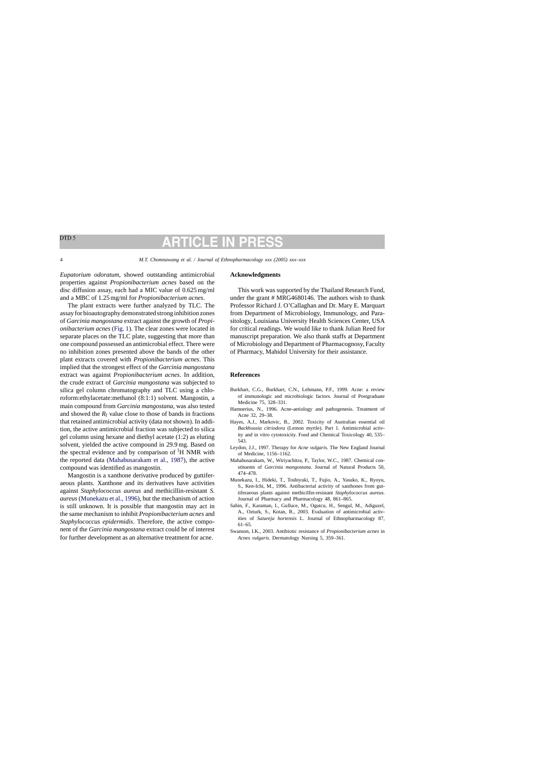*Eupatorium odoratum*, showed outstanding antimicrobial properties against *Propionibacterium acnes* based on the disc diffusion assay, each had a MIC value of 0.625 mg/ml and a MBC of 1.25 mg/ml for *Propionibacterium acnes*.

The plant extracts were further analyzed by TLC. The assay for bioautography demonstrated strong inhibition zones of *Garcinia mangostana* extract against the growth of *Propionibacterium acnes* (Fig. 1). The clear zones were located in separate places on the TLC plate, suggesting that more than one compound possessed an antimicrobial effect. There were no inhibition zones presented above the bands of the other plant extracts covered with *Propionibacterium acnes*. This implied that the strongest effect of the *Garcinia mangostana* extract was against *Propionibacterium acnes*. In addition, the crude extract of *Garcinia mangostana* was subjected to silica gel column chromatography and TLC using a chloroform:ethylacetate:methanol (8:1:1) solvent. Mangostin, a main compound from *Garcinia mangostana*, was also tested and showed the $R_f$ value close to those of bands in fractions that retained antimicrobial activity (data not shown). In addition, the active antimicrobial fraction was subjected to silica gel column using hexane and diethyl acetate (1:2) as eluting solvent, yielded the active compound in 29.9 mg. Based on the spectral evidence and by comparison of $^{1}$H NMR with the reported data (Mahabusarakam et al., 1987), the active compound was identified as mangostin.

Mangostin is a xanthone derivative produced by guttiferaeous plants. Xanthone and its derivatives have activities against *Staphylococcus aureus* and methicillin-resistant *S. aureus* (Munekazu et al., 1996), but the mechanism of action is still unknown. It is possible that mangostin may act in the same mechanism to inhibit *Propionibacterium acnes* and *Staphylococcus epidermidis*. Therefore, the active component of the *Garcinia mangostana* extract could be of interest for further development as an alternative treatment for acne.

## Acknowledgments

This work was supported by the Thailand Research Fund, under the grant # MRG4680146. The authors wish to thank Professor Richard J. O'Callaghan and Dr. Mary E. Marquart from Department of Microbiology, Immunology, and Parasitology, Louisiana University Health Sciences Center, USA for critical readings. We would like to thank Julian Reed for manuscript preparation. We also thank staffs at Department of Microbiology and Department of Pharmacognosy, Faculty of Pharmacy, Mahidol University for their assistance.

## References

Burkhart, C.G., Burkhart, C.N., Lehmann, P.F., 1999. Acne: a review of immunologic and microbiologic factors. Journal of Postgraduate Medicine 75, 328–331.

Hamnerius, N., 1996. Acne-aetiology and pathogenesis. Treatment of Acne 32, 29–38.

Hayes, A.J., Markovic, B., 2002. Toxicity of Australian essential oil *Backhousia citriodora* (Lemon myrtle). Part 1. Antimicrobial activity and in vitro cytotoxicity. Food and Chemical Toxicology 40, 535–543.

Leydon, J.J., 1997. Therapy for *Acne vulgaris*. The New England Journal of Medicine, 1156–1162.

Mahabusarakam, W., Wiriyachitra, P., Taylor, W.C., 1987. Chemical constituents of *Garcinia mangostana*. Journal of Natural Products 50, 474–478.

Munekazu, I., Hideki, T., Toshiyuki, T., Fujio, A., Yasuko, K., Ryoyu, S., Ken-Ichi, M., 1996. Antibacterial activity of xanthones from guttiferaeous plants against methicillin-resistant *Staphylococcus aureus*. Journal of Pharmacy and Pharmacology 48, 861–865.

Sahin, F., Karaman, I., Gulluce, M., Ogutcu, H., Sengul, M., Adiguzel, A., Ozturk, S., Kotan, R., 2003. Evaluation of antimicrobial activities of *Satureja hortensis* L. Journal of Ethnopharmacology 87, 61–65.

Swanson, I.K., 2003. Antibiotic resistance of *Propionibacterium acnes* in *Acnes vulgaris*. Dermatology Nursing 5, 359–361.